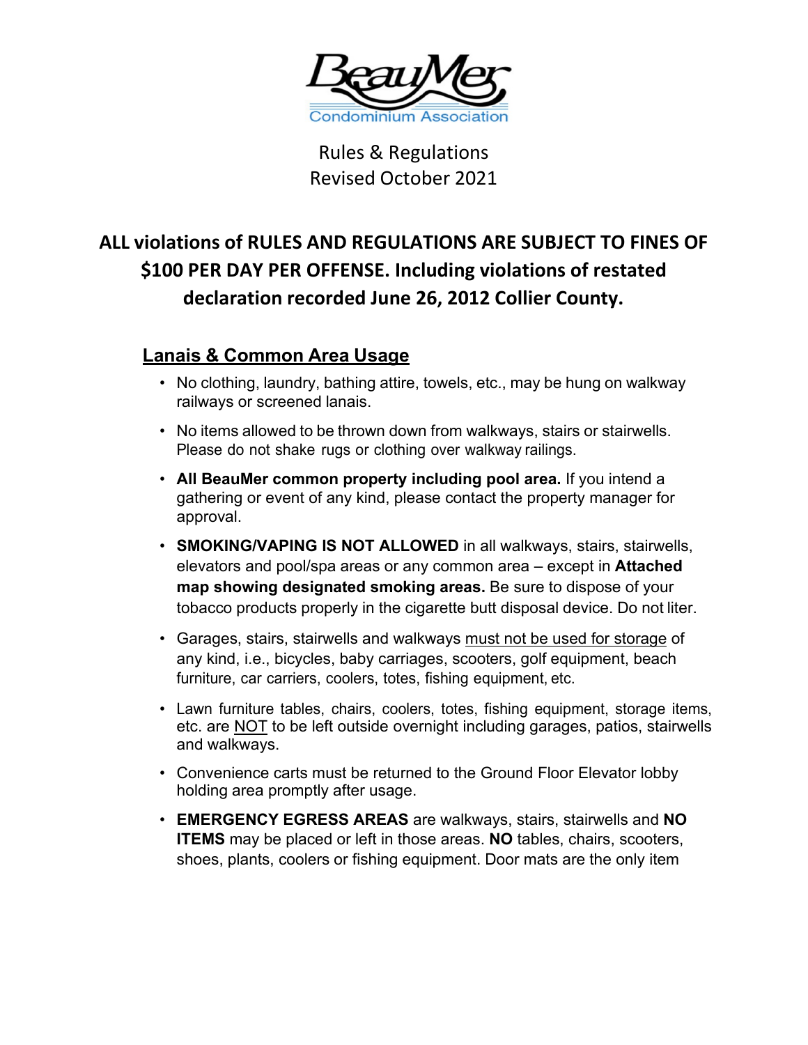BeauMer Condominium Association

Rules & Regulations
Revised October 2021

# ALL violations of RULES AND REGULATIONS ARE SUBJECT TO FINES OF $100 PER DAY PER OFFENSE. Including violations of restated declaration recorded June 26, 2012 Collier County.

## Lanais & Common Area Usage

- No clothing, laundry, bathing attire, towels, etc., may be hung on walkway railways or screened lanais.
- No items allowed to be thrown down from walkways, stairs or stairwells. Please do not shake rugs or clothing over walkway railings.
- **All BeauMer common property including pool area.** If you intend a gathering or event of any kind, please contact the property manager for approval.
- **SMOKING/VAPING IS NOT ALLOWED** in all walkways, stairs, stairwells, elevators and pool/spa areas or any common area – except in **Attached map showing designated smoking areas.** Be sure to dispose of your tobacco products properly in the cigarette butt disposal device. Do not liter.
- Garages, stairs, stairwells and walkways must not be used for storage of any kind, i.e., bicycles, baby carriages, scooters, golf equipment, beach furniture, car carriers, coolers, totes, fishing equipment, etc.
- Lawn furniture tables, chairs, coolers, totes, fishing equipment, storage items, etc. are NOT to be left outside overnight including garages, patios, stairwells and walkways.
- Convenience carts must be returned to the Ground Floor Elevator lobby holding area promptly after usage.
- **EMERGENCY EGRESS AREAS** are walkways, stairs, stairwells and **NO ITEMS** may be placed or left in those areas. **NO** tables, chairs, scooters, shoes, plants, coolers or fishing equipment. Door mats are the only item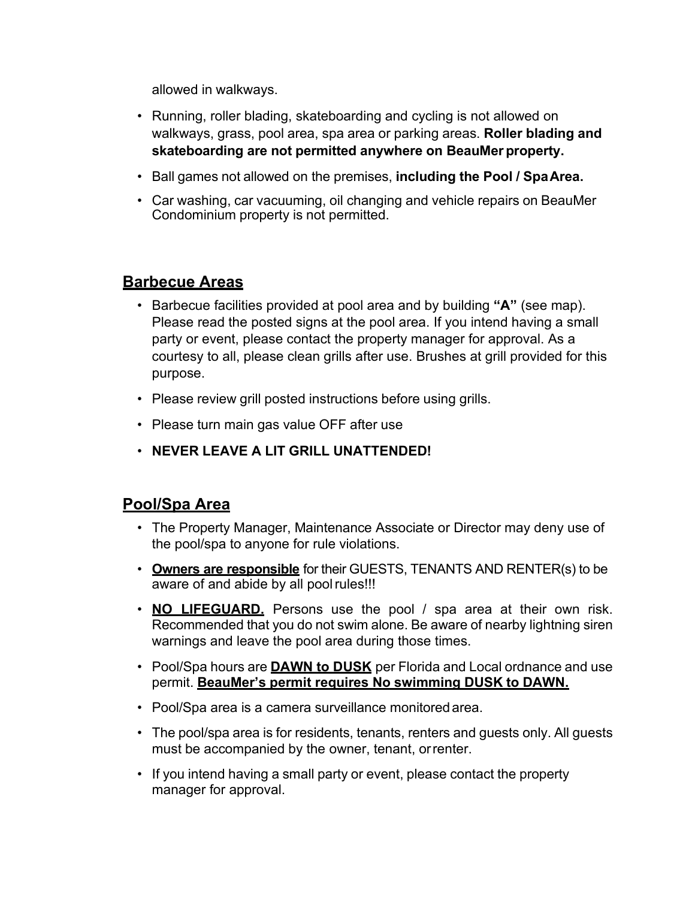allowed in walkways.

- Running, roller blading, skateboarding and cycling is not allowed on walkways, grass, pool area, spa area or parking areas. **Roller blading and skateboarding are not permitted anywhere on BeauMer property.**
- Ball games not allowed on the premises, **including the Pool / Spa Area.**
- Car washing, car vacuuming, oil changing and vehicle repairs on BeauMer Condominium property is not permitted.

## Barbecue Areas

- Barbecue facilities provided at pool area and by building **"A"** (see map). Please read the posted signs at the pool area. If you intend having a small party or event, please contact the property manager for approval. As a courtesy to all, please clean grills after use. Brushes at grill provided for this purpose.
- Please review grill posted instructions before using grills.
- Please turn main gas value OFF after use
- **NEVER LEAVE A LIT GRILL UNATTENDED!**

## Pool/Spa Area

- The Property Manager, Maintenance Associate or Director may deny use of the pool/spa to anyone for rule violations.
- **Owners are responsible** for their GUESTS, TENANTS AND RENTER(s) to be aware of and abide by all pool rules!!!
- **NO LIFEGUARD.** Persons use the pool / spa area at their own risk. Recommended that you do not swim alone. Be aware of nearby lightning siren warnings and leave the pool area during those times.
- Pool/Spa hours are **DAWN to DUSK** per Florida and Local ordnance and use permit. **BeauMer's permit requires No swimming DUSK to DAWN.**
- Pool/Spa area is a camera surveillance monitored area.
- The pool/spa area is for residents, tenants, renters and guests only. All guests must be accompanied by the owner, tenant, or renter.
- If you intend having a small party or event, please contact the property manager for approval.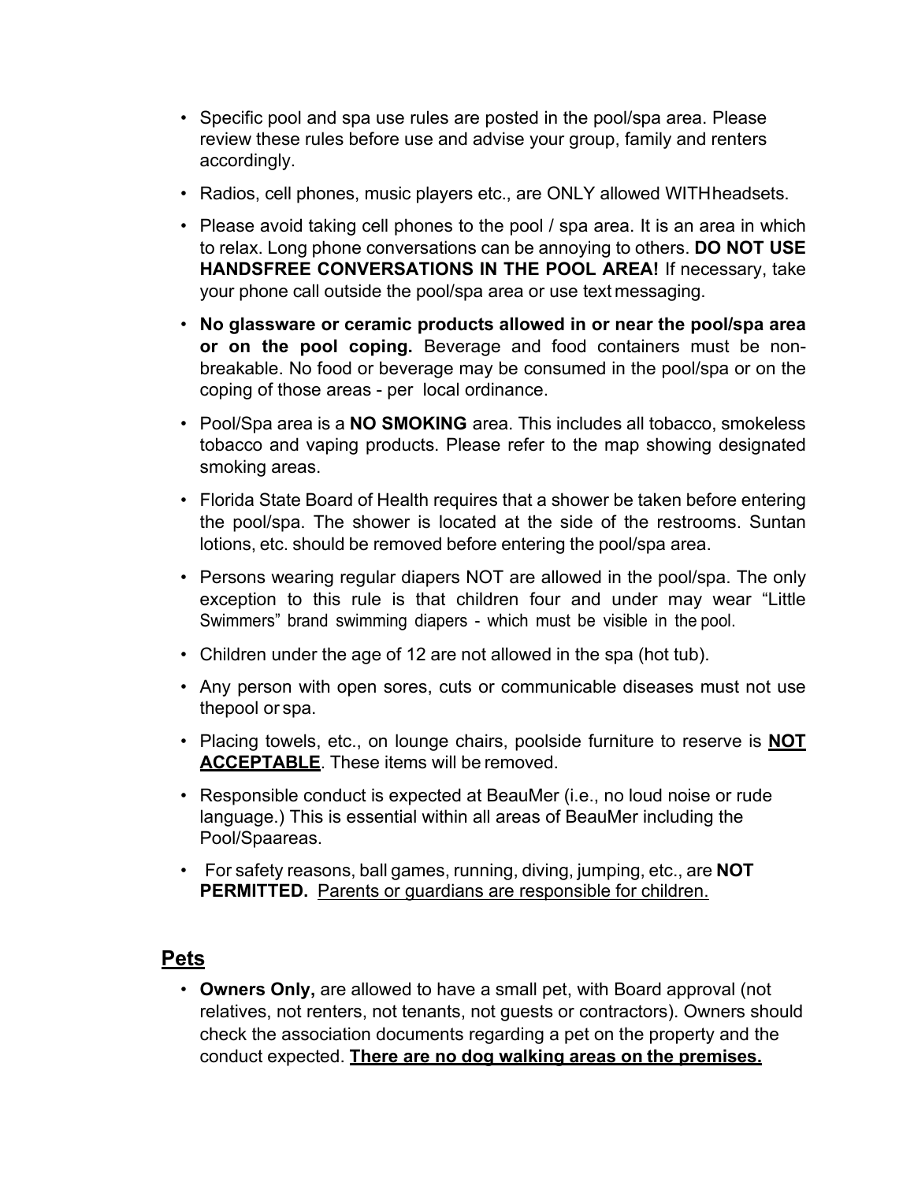- Specific pool and spa use rules are posted in the pool/spa area. Please review these rules before use and advise your group, family and renters accordingly.
- Radios, cell phones, music players etc., are ONLY allowed WITHheadsets.
- Please avoid taking cell phones to the pool / spa area. It is an area in which to relax. Long phone conversations can be annoying to others. **DO NOT USE HANDSFREE CONVERSATIONS IN THE POOL AREA!** If necessary, take your phone call outside the pool/spa area or use text messaging.
- **No glassware or ceramic products allowed in or near the pool/spa area or on the pool coping.** Beverage and food containers must be non-breakable. No food or beverage may be consumed in the pool/spa or on the coping of those areas - per local ordinance.
- Pool/Spa area is a **NO SMOKING** area. This includes all tobacco, smokeless tobacco and vaping products. Please refer to the map showing designated smoking areas.
- Florida State Board of Health requires that a shower be taken before entering the pool/spa. The shower is located at the side of the restrooms. Suntan lotions, etc. should be removed before entering the pool/spa area.
- Persons wearing regular diapers NOT are allowed in the pool/spa. The only exception to this rule is that children four and under may wear "Little Swimmers" brand swimming diapers - which must be visible in the pool.
- Children under the age of 12 are not allowed in the spa (hot tub).
- Any person with open sores, cuts or communicable diseases must not use thepool or spa.
- Placing towels, etc., on lounge chairs, poolside furniture to reserve is **<u>NOT ACCEPTABLE</u>**. These items will be removed.
- Responsible conduct is expected at BeauMer (i.e., no loud noise or rude language.) This is essential within all areas of BeauMer including the Pool/Spaareas.
- For safety reasons, ball games, running, diving, jumping, etc., are **NOT PERMITTED.** <u>Parents or guardians are responsible for children.</u>

## <u>Pets</u>

- **Owners Only,** are allowed to have a small pet, with Board approval (not relatives, not renters, not tenants, not guests or contractors). Owners should check the association documents regarding a pet on the property and the conduct expected. **<u>There are no dog walking areas on the premises.</u>**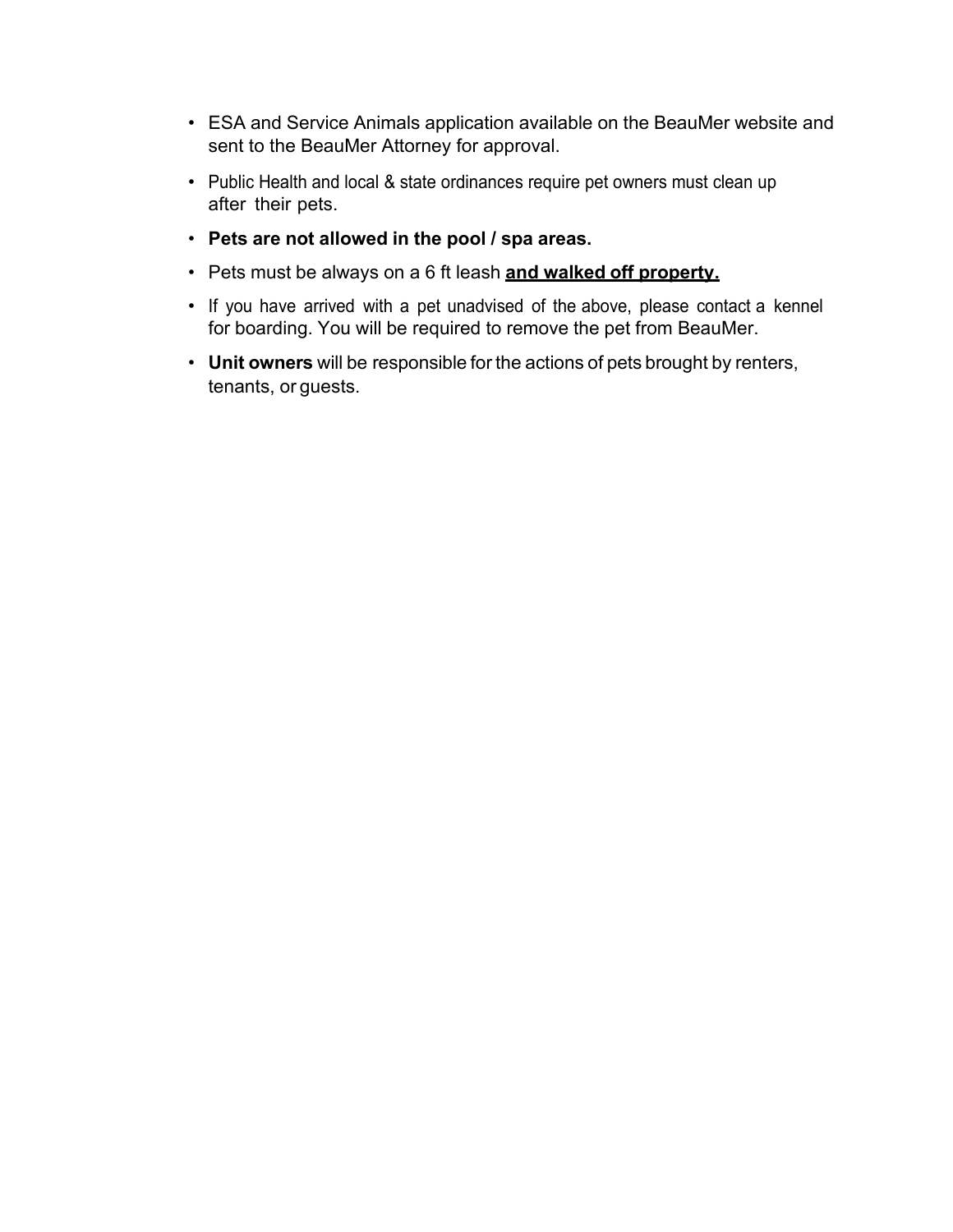- ESA and Service Animals application available on the BeauMer website and sent to the BeauMer Attorney for approval.
- Public Health and local & state ordinances require pet owners must clean up after their pets.
- **Pets are not allowed in the pool / spa areas.**
- Pets must be always on a 6 ft leash **and walked off property.**
- If you have arrived with a pet unadvised of the above, please contact a kennel for boarding. You will be required to remove the pet from BeauMer.
- **Unit owners** will be responsible for the actions of pets brought by renters, tenants, or guests.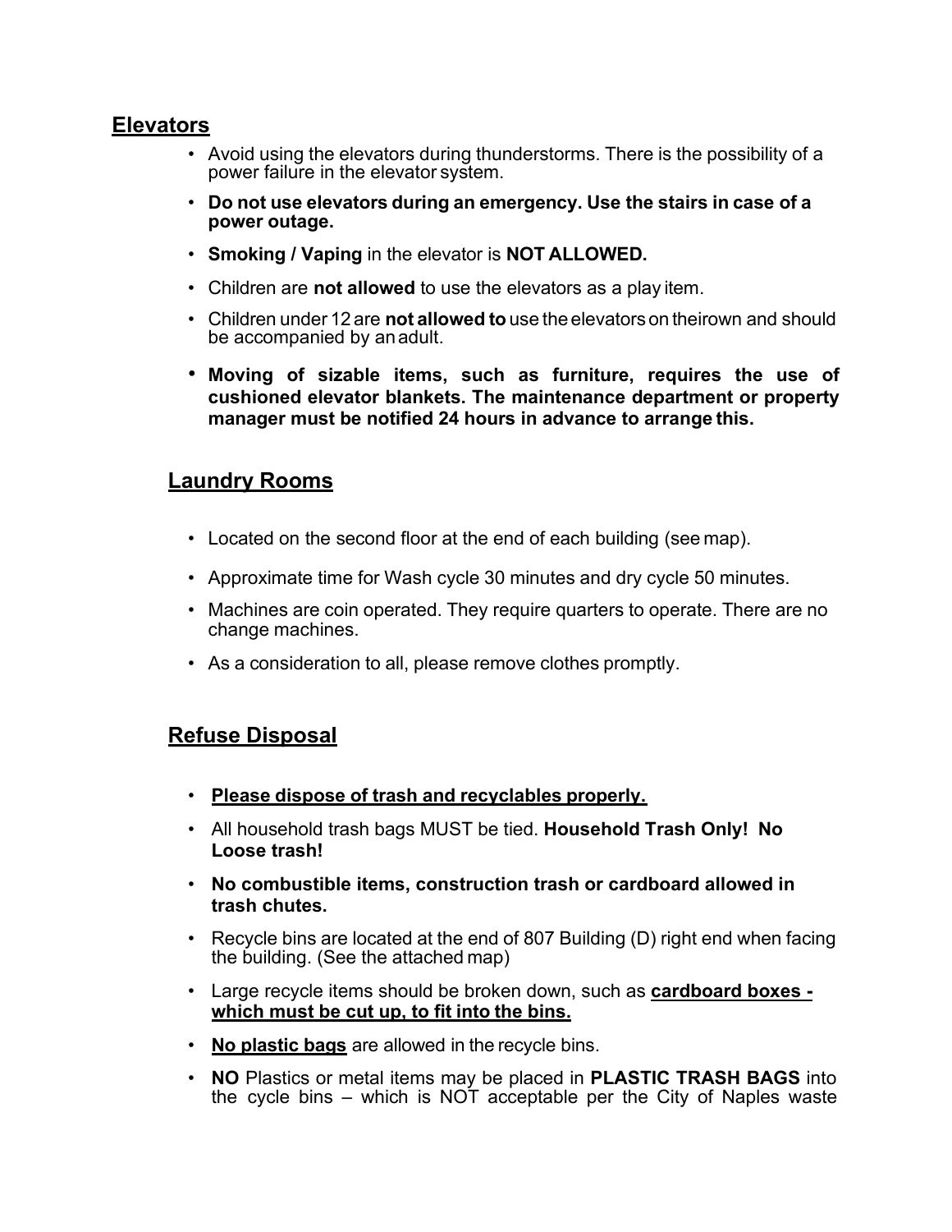## Elevators

- Avoid using the elevators during thunderstorms. There is the possibility of a power failure in the elevator system.
- **Do not use elevators during an emergency. Use the stairs in case of a power outage.**
- **Smoking / Vaping** in the elevator is **NOT ALLOWED.**
- Children are **not allowed** to use the elevators as a play item.
- Children under 12 are **not allowed to** use the elevators on theirown and should be accompanied by an adult.
- **Moving of sizable items, such as furniture, requires the use of cushioned elevator blankets. The maintenance department or property manager must be notified 24 hours in advance to arrange this.**

## Laundry Rooms

- Located on the second floor at the end of each building (see map).
- Approximate time for Wash cycle 30 minutes and dry cycle 50 minutes.
- Machines are coin operated. They require quarters to operate. There are no change machines.
- As a consideration to all, please remove clothes promptly.

## Refuse Disposal

- **Please dispose of trash and recyclables properly.**
- All household trash bags MUST be tied. **Household Trash Only! No Loose trash!**
- **No combustible items, construction trash or cardboard allowed in trash chutes.**
- Recycle bins are located at the end of 807 Building (D) right end when facing the building. (See the attached map)
- Large recycle items should be broken down, such as **cardboard boxes - which must be cut up, to fit into the bins.**
- **No plastic bags** are allowed in the recycle bins.
- **NO** Plastics or metal items may be placed in **PLASTIC TRASH BAGS** into the cycle bins – which is NOT acceptable per the City of Naples waste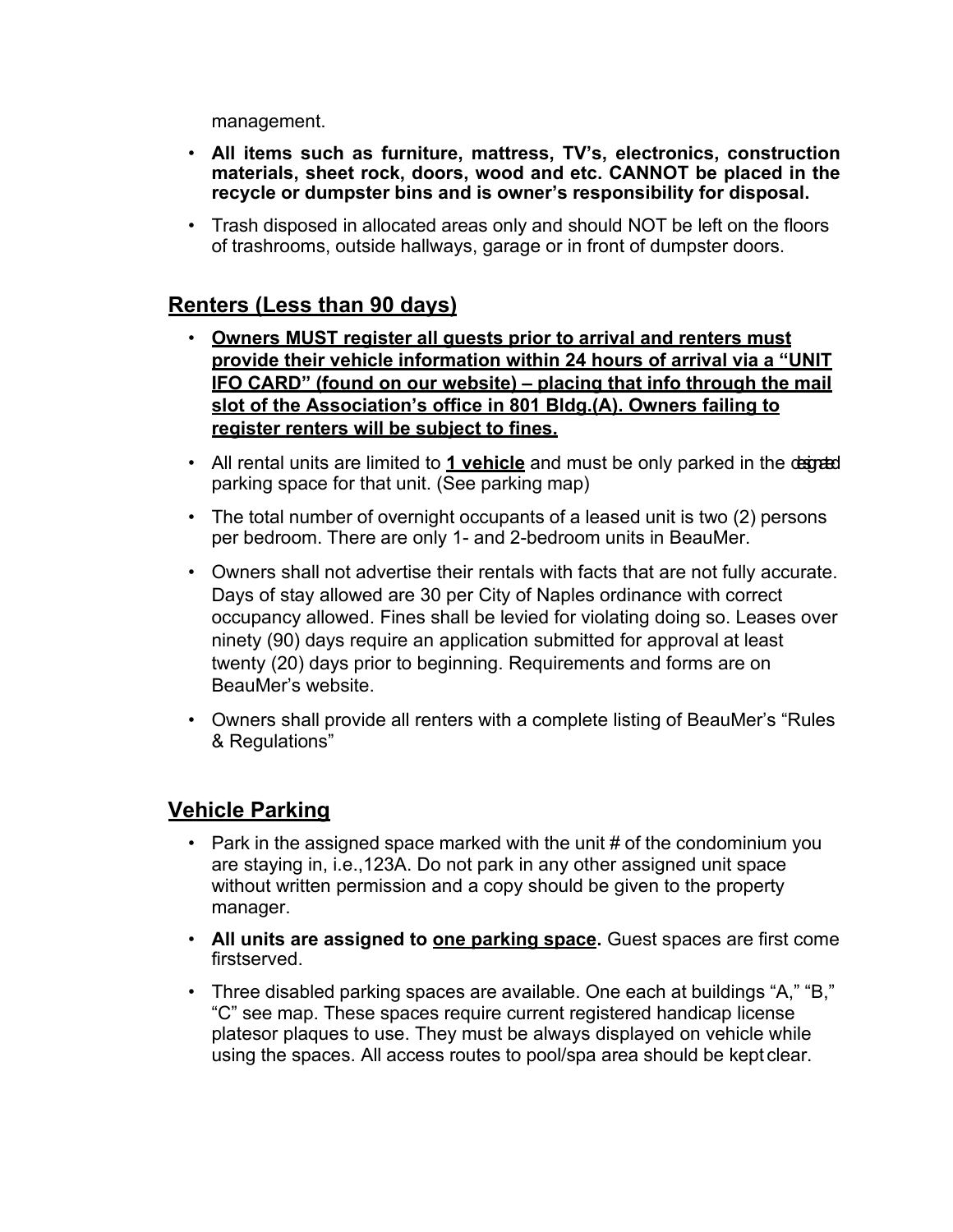management.

- **All items such as furniture, mattress, TV's, electronics, construction materials, sheet rock, doors, wood and etc. CANNOT be placed in the recycle or dumpster bins and is owner's responsibility for disposal.**
- Trash disposed in allocated areas only and should NOT be left on the floors of trashrooms, outside hallways, garage or in front of dumpster doors.

## Renters (Less than 90 days)

- **Owners MUST register all guests prior to arrival and renters must provide their vehicle information within 24 hours of arrival via a "UNIT IFO CARD" (found on our website) – placing that info through the mail slot of the Association's office in 801 Bldg.(A). Owners failing to register renters will be subject to fines.**
- All rental units are limited to **1 vehicle** and must be only parked in the designated parking space for that unit. (See parking map)
- The total number of overnight occupants of a leased unit is two (2) persons per bedroom. There are only 1- and 2-bedroom units in BeauMer.
- Owners shall not advertise their rentals with facts that are not fully accurate. Days of stay allowed are 30 per City of Naples ordinance with correct occupancy allowed. Fines shall be levied for violating doing so. Leases over ninety (90) days require an application submitted for approval at least twenty (20) days prior to beginning. Requirements and forms are on BeauMer's website.
- Owners shall provide all renters with a complete listing of BeauMer's "Rules & Regulations"

## Vehicle Parking

- Park in the assigned space marked with the unit # of the condominium you are staying in, i.e.,123A. Do not park in any other assigned unit space without written permission and a copy should be given to the property manager.
- **All units are assigned to one parking space.** Guest spaces are first come firstserved.
- Three disabled parking spaces are available. One each at buildings "A," "B," "C" see map. These spaces require current registered handicap license platesor plaques to use. They must be always displayed on vehicle while using the spaces. All access routes to pool/spa area should be kept clear.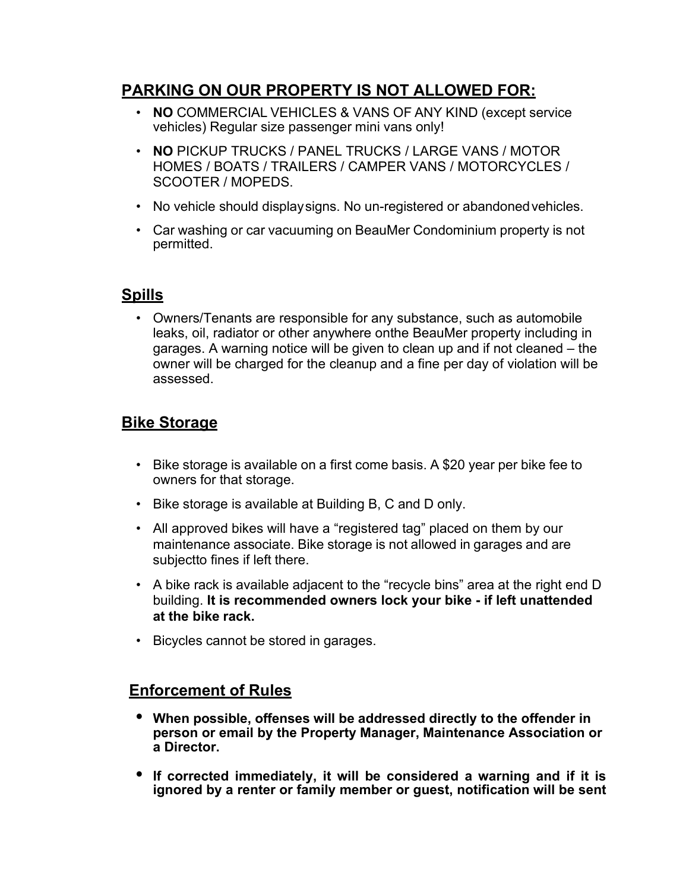## PARKING ON OUR PROPERTY IS NOT ALLOWED FOR:

- **NO** COMMERCIAL VEHICLES & VANS OF ANY KIND (except service vehicles) Regular size passenger mini vans only!
- **NO** PICKUP TRUCKS / PANEL TRUCKS / LARGE VANS / MOTOR HOMES / BOATS / TRAILERS / CAMPER VANS / MOTORCYCLES / SCOOTER / MOPEDS.
- No vehicle should display signs. No un-registered or abandoned vehicles.
- Car washing or car vacuuming on BeauMer Condominium property is not permitted.

## Spills

- Owners/Tenants are responsible for any substance, such as automobile leaks, oil, radiator or other anywhere onthe BeauMer property including in garages. A warning notice will be given to clean up and if not cleaned – the owner will be charged for the cleanup and a fine per day of violation will be assessed.

## Bike Storage

- Bike storage is available on a first come basis. A $20 year per bike fee to owners for that storage.
- Bike storage is available at Building B, C and D only.
- All approved bikes will have a "registered tag" placed on them by our maintenance associate. Bike storage is not allowed in garages and are subjectto fines if left there.
- A bike rack is available adjacent to the "recycle bins" area at the right end D building. **It is recommended owners lock your bike - if left unattended at the bike rack.**
- Bicycles cannot be stored in garages.

## Enforcement of Rules

- **When possible, offenses will be addressed directly to the offender in person or email by the Property Manager, Maintenance Association or a Director.**
- **If corrected immediately, it will be considered a warning and if it is ignored by a renter or family member or guest, notification will be sent**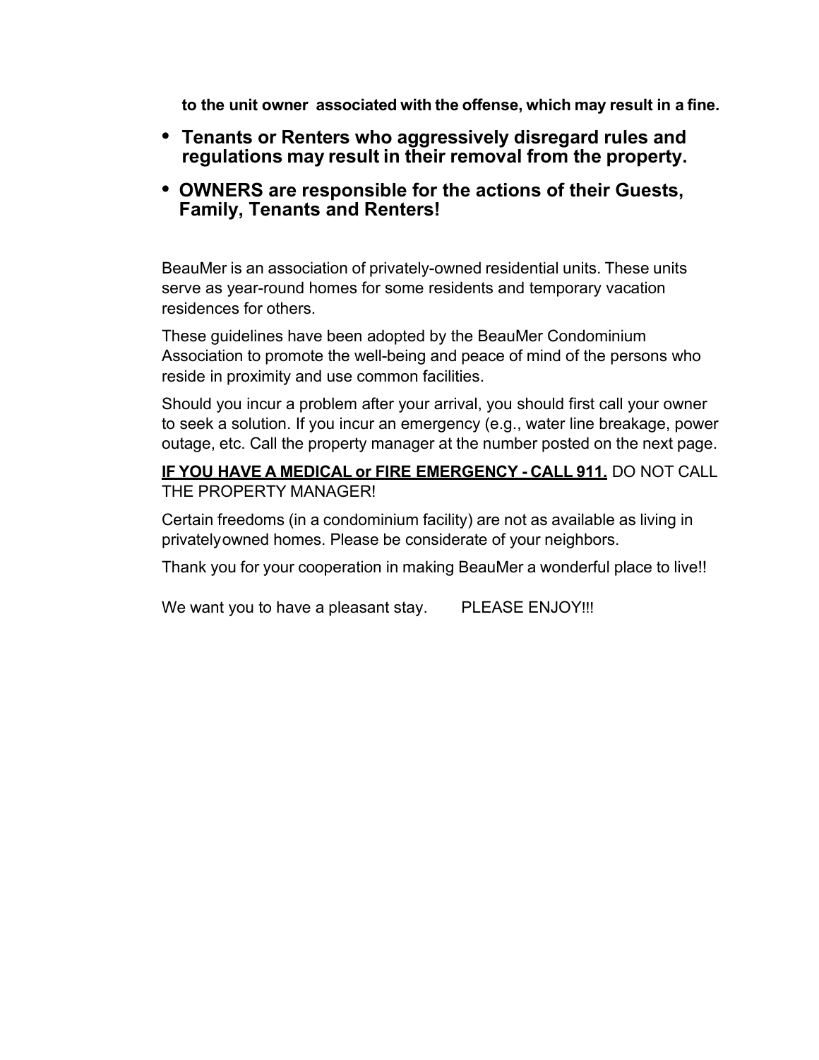**to the unit owner associated with the offense, which may result in a fine.**

- **Tenants or Renters who aggressively disregard rules and regulations may result in their removal from the property.**
- **OWNERS are responsible for the actions of their Guests, Family, Tenants and Renters!**

BeauMer is an association of privately-owned residential units. These units serve as year-round homes for some residents and temporary vacation residences for others.

These guidelines have been adopted by the BeauMer Condominium Association to promote the well-being and peace of mind of the persons who reside in proximity and use common facilities.

Should you incur a problem after your arrival, you should first call your owner to seek a solution. If you incur an emergency (e.g., water line breakage, power outage, etc. Call the property manager at the number posted on the next page.

**<u>IF YOU HAVE A MEDICAL or FIRE EMERGENCY - CALL 911.</u>** DO NOT CALL THE PROPERTY MANAGER!

Certain freedoms (in a condominium facility) are not as available as living in privatelyowned homes. Please be considerate of your neighbors.

Thank you for your cooperation in making BeauMer a wonderful place to live!!

We want you to have a pleasant stay. PLEASE ENJOY!!!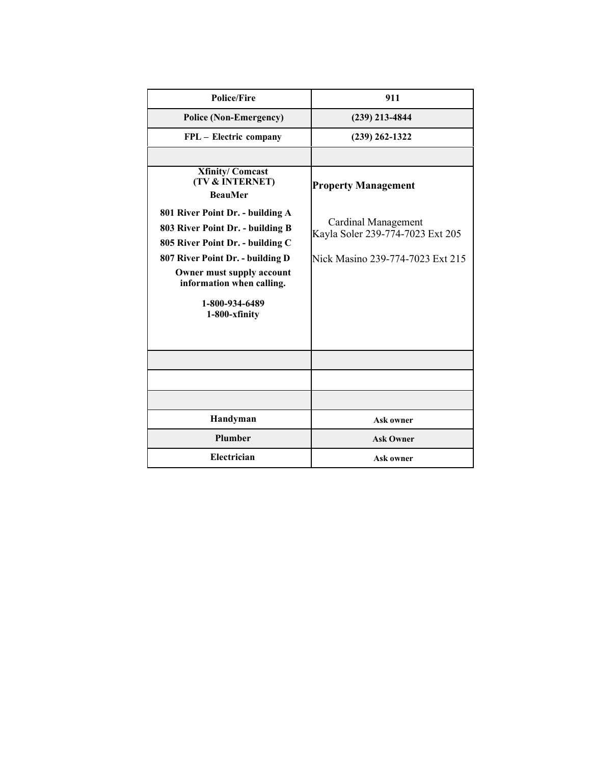| Police/Fire | 911 |
|---|---|
| Police (Non-Emergency) | (239) 213-4844 |
| FPL – Electric company | (239) 262-1322 |
| | |
| **Xfinity/ Comcast (TV & INTERNET)**<br>**BeauMer**<br>**801 River Point Dr. - building A**<br>**803 River Point Dr. - building B**<br>**805 River Point Dr. - building C**<br>**807 River Point Dr. - building D**<br>**Owner must supply account information when calling.**<br>**1-800-934-6489**<br>**1-800-xfinity** | **Property Management**<br>Cardinal Management<br>Kayla Soler 239-774-7023 Ext 205<br>Nick Masino 239-774-7023 Ext 215 |
| | |
| | |
| | |
| Handyman | Ask owner |
| Plumber | Ask Owner |
| Electrician | Ask owner |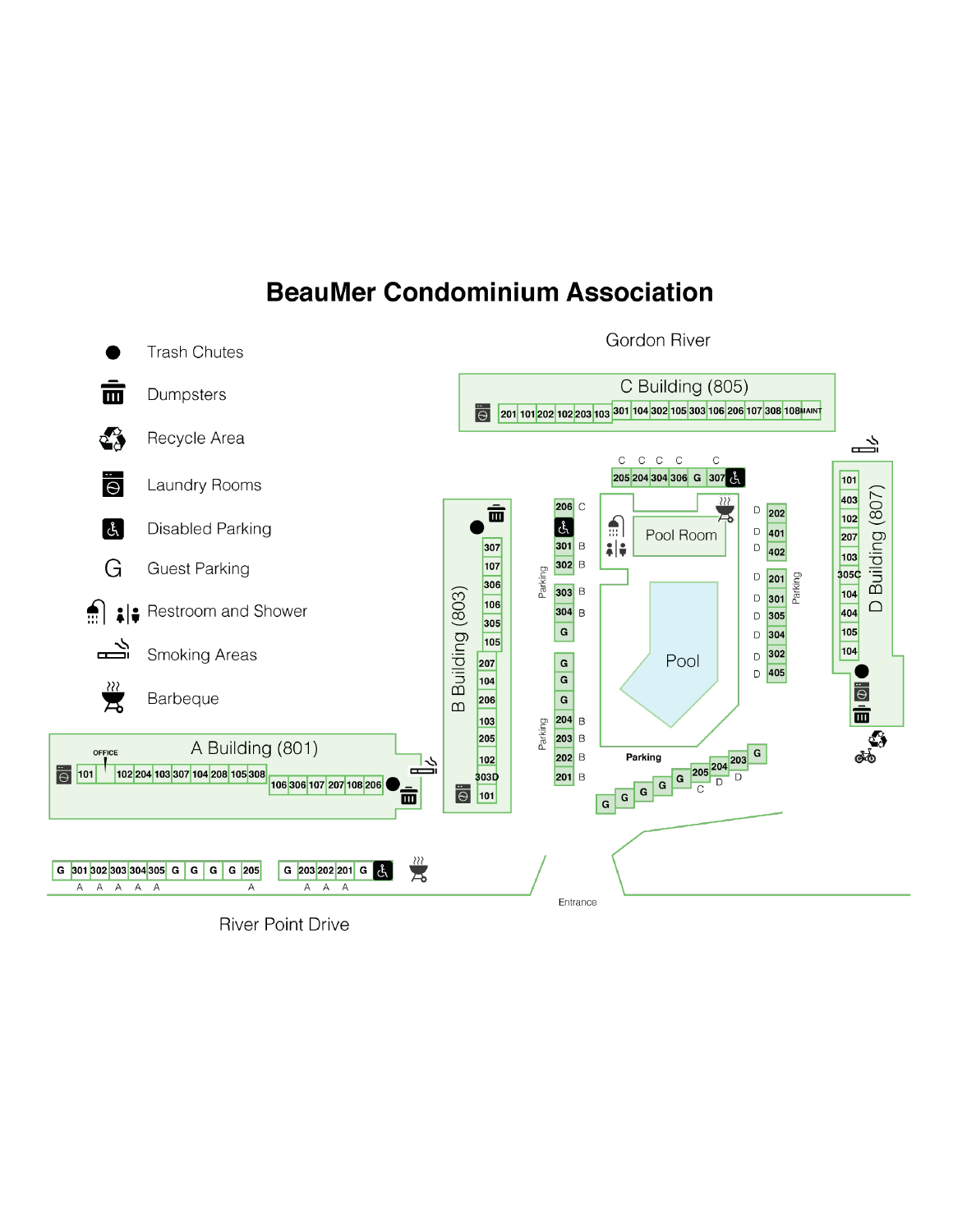# BeauMer Condominium Association

- Trash Chutes
- Dumpsters
- Recycle Area
- Laundry Rooms
- Disabled Parking
- G Guest Parking
- Restroom and Shower
- Smoking Areas
- Barbeque

Gordon River

C Building (805)

201 101 202 102 203 103 301 104 302 105 303 106 206 107 308 108 MAINT

C C C C C

205 204 304 306 G 307

B Building (803)

307 107 306 106 305 105 207 104 206 103 205 102 303D 101

206 C
301 B
302 B
Parking
303 B
304 B
G
G
G
G
204 B
Parking
203 B
202 B
201 B

Pool Room

Pool

Parking

205 204 203 G
C D D
G G G G G

D 202
D 401
D 402
D 201
D 301
D 305
D 304
D 302
D 405
Parking

D Building (807)

101 403 102 207 103 305C 104 404 105 104

A Building (801)

OFFICE

101 102 204 103 307 104 208 105 308 106 306 107 207 108 206

G 301 302 303 304 305 G G G G 205
A A A A A A

G 203 202 201 G
A A A

Entrance

River Point Drive